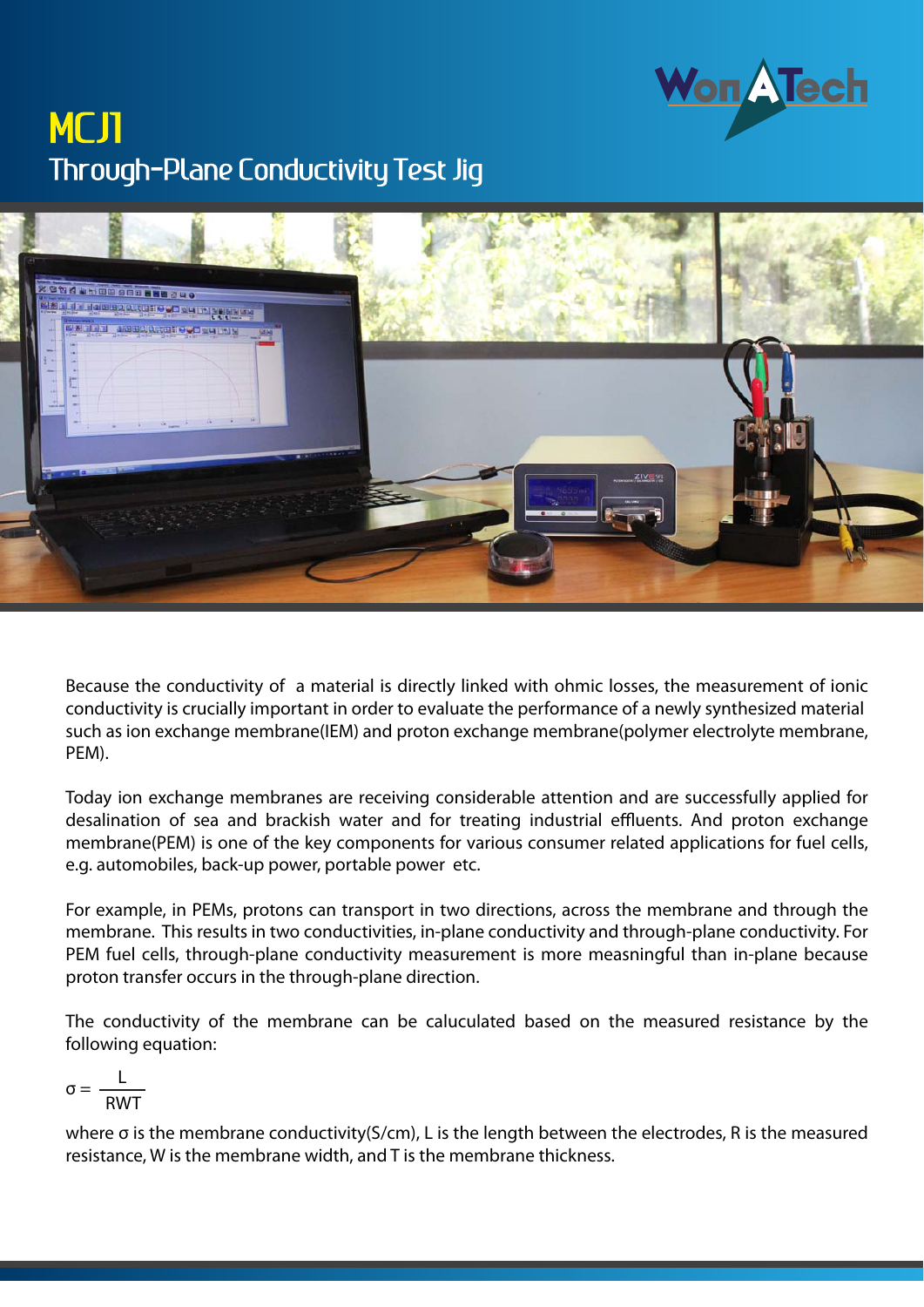# MCJ1

## Through-Plane Conductivity Test Jig

Because the conductivity of a material is directly linked with ohmic losses, the measurement of ionic conductivity is crucially important in order to evaluate the performance of a newly synthesized material such as ion exchange membrane(IEM) and proton exchange membrane(polymer electrolyte membrane, PEM).

Today ion exchange membranes are receiving considerable attention and are successfully applied for desalination of sea and brackish water and for treating industrial effluents. And proton exchange membrane(PEM) is one of the key components for various consumer related applications for fuel cells, e.g. automobiles, back-up power, portable power etc.

For example, in PEMs, protons can transport in two directions, across the membrane and through the membrane. This results in two conductivities, in-plane conductivity and through-plane conductivity. For PEM fuel cells, through-plane conductivity measurement is more measningful than in-plane because proton transfer occurs in the through-plane direction.

The conductivity of the membrane can be caluculated based on the measured resistance by the following equation:

$$\sigma = \frac{L}{RWT}$$

where $\sigma$ is the membrane conductivity(S/cm), L is the length between the electrodes, R is the measured resistance, W is the membrane width, and T is the membrane thickness.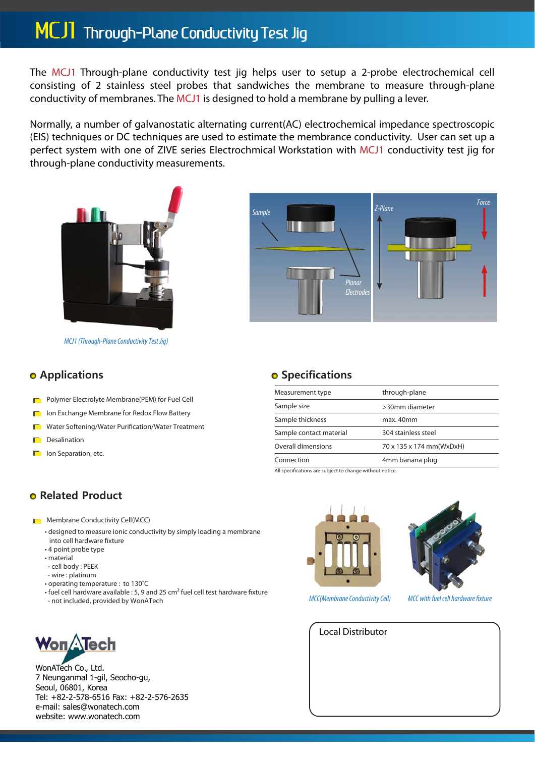# MCJ1 Through-Plane Conductivity Test Jig

The MCJ1 Through-plane conductivity test jig helps user to setup a 2-probe electrochemical cell consisting of 2 stainless steel probes that sandwiches the membrane to measure through-plane conductivity of membranes. The MCJ1 is designed to hold a membrane by pulling a lever.

Normally, a number of galvanostatic alternating current(AC) electrochemical impedance spectroscopic (EIS) techniques or DC techniques are used to estimate the membrane conductivity. User can set up a perfect system with one of ZIVE series Electrochmical Workstation with MCJ1 conductivity test jig for through-plane conductivity measurements.

*MCJ1 (Through-Plane Conductivity Test Jig)*

Sample

Planar Electrodes

Z-Plane

Force

## Applications

- Polymer Electrolyte Membrane(PEM) for Fuel Cell
- Ion Exchange Membrane for Redox Flow Battery
- Water Softening/Water Purification/Water Treatment
- Desalination
- Ion Separation, etc.

## Specifications

| | |
|---|---|
| Measurement type | through-plane |
| Sample size | >30mm diameter |
| Sample thickness | max. 40mm |
| Sample contact material | 304 stainless steel |
| Overall dimensions | 70 x 135 x 174 mm(WxDxH) |
| Connection | 4mm banana plug |

All specifications are subject to change without notice.

## Related Product

- Membrane Conductivity Cell(MCC)
  - designed to measure ionic conductivity by simply loading a membrane into cell hardware fixture
  - 4 point probe type
  - material
    - cell body : PEEK
    - wire : platinum
  - operating temperature : to 130˚C
  - fuel cell hardware available : 5, 9 and 25 $cm^2$ fuel cell test hardware fixture
    - not included, provided by WonATech

*MCC(Membrane Conductivity Cell)*

*MCC with fuel cell hardware fixture*

WonATech

WonATech Co., Ltd.
7 Neunganmal 1-gil, Seocho-gu,
Seoul, 06801, Korea
Tel: +82-2-578-6516 Fax: +82-2-576-2635
e-mail: sales@wonatech.com
website: www.wonatech.com

Local Distributor